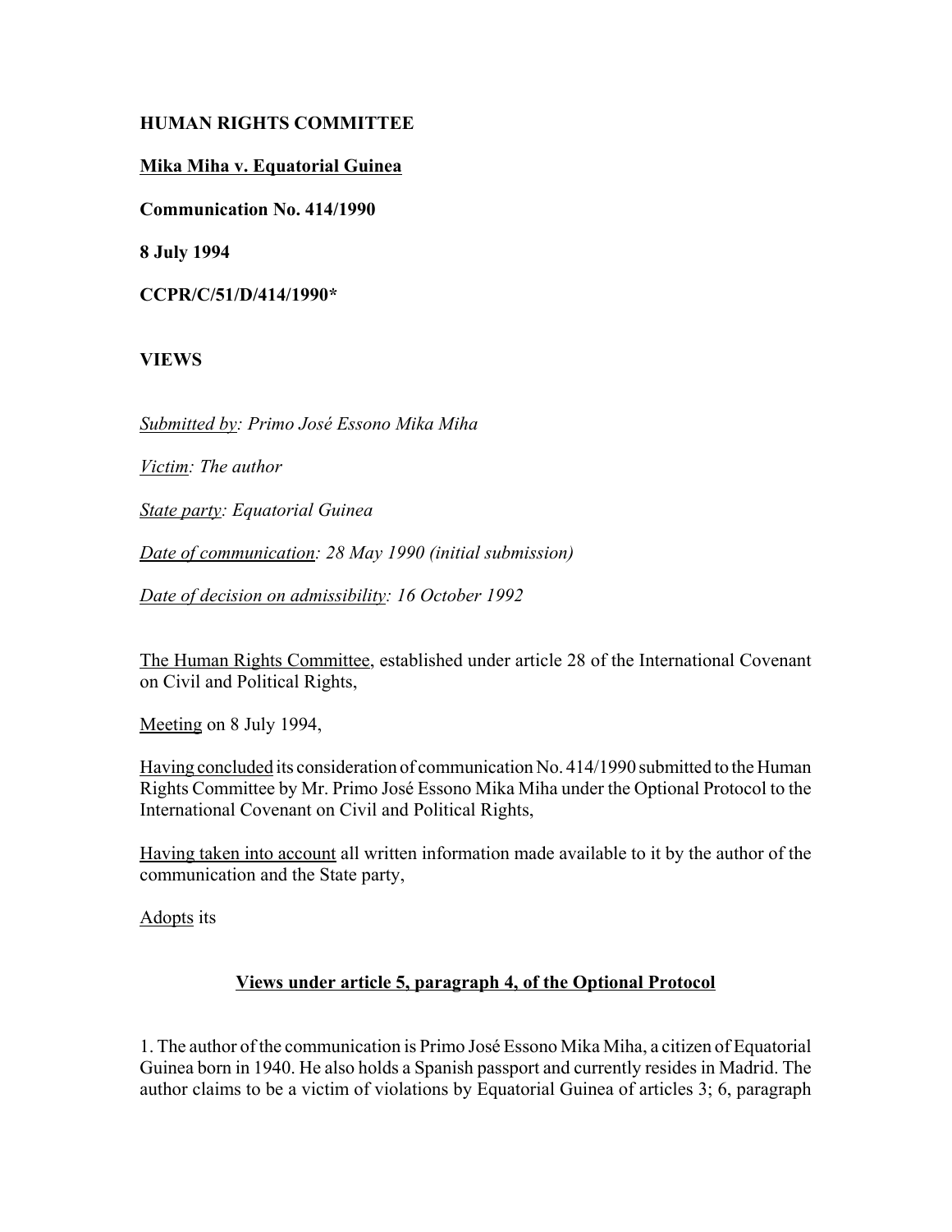**HUMAN RIGHTS COMMITTEE**

**Mika Miha v. Equatorial Guinea**

**Communication No. 414/1990**

**8 July 1994**

**CCPR/C/51/D/414/1990***

**VIEWS**

*Submitted by: Primo José Essono Mika Miha*

*Victim: The author*

*State party: Equatorial Guinea*

*Date of communication: 28 May 1990 (initial submission)*

*Date of decision on admissibility: 16 October 1992*

The Human Rights Committee, established under article 28 of the International Covenant on Civil and Political Rights,

Meeting on 8 July 1994,

Having concluded its consideration of communication No. 414/1990 submitted to the Human Rights Committee by Mr. Primo José Essono Mika Miha under the Optional Protocol to the International Covenant on Civil and Political Rights,

Having taken into account all written information made available to it by the author of the communication and the State party,

Adopts its

**Views under article 5, paragraph 4, of the Optional Protocol**

1. The author of the communication is Primo José Essono Mika Miha, a citizen of Equatorial Guinea born in 1940. He also holds a Spanish passport and currently resides in Madrid. The author claims to be a victim of violations by Equatorial Guinea of articles 3; 6, paragraph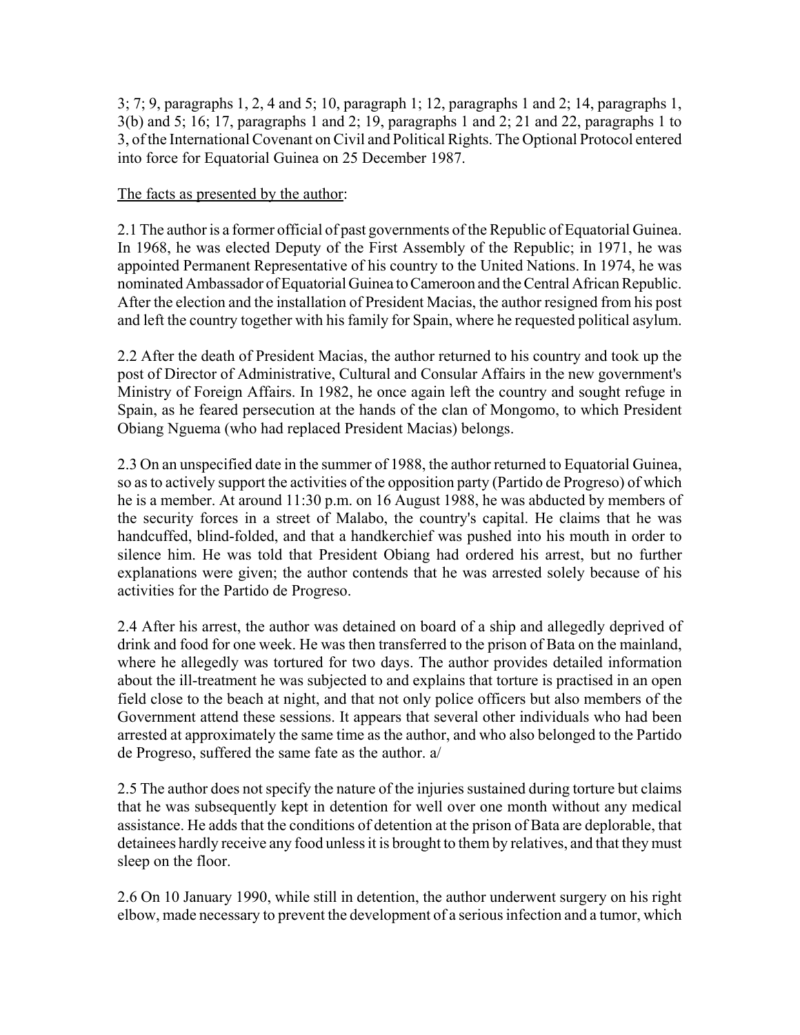3; 7; 9, paragraphs 1, 2, 4 and 5; 10, paragraph 1; 12, paragraphs 1 and 2; 14, paragraphs 1, 3(b) and 5; 16; 17, paragraphs 1 and 2; 19, paragraphs 1 and 2; 21 and 22, paragraphs 1 to 3, of the International Covenant on Civil and Political Rights. The Optional Protocol entered into force for Equatorial Guinea on 25 December 1987.

The facts as presented by the author:

2.1 The author is a former official of past governments of the Republic of Equatorial Guinea. In 1968, he was elected Deputy of the First Assembly of the Republic; in 1971, he was appointed Permanent Representative of his country to the United Nations. In 1974, he was nominated Ambassador of Equatorial Guinea to Cameroon and the Central African Republic. After the election and the installation of President Macias, the author resigned from his post and left the country together with his family for Spain, where he requested political asylum.

2.2 After the death of President Macias, the author returned to his country and took up the post of Director of Administrative, Cultural and Consular Affairs in the new government's Ministry of Foreign Affairs. In 1982, he once again left the country and sought refuge in Spain, as he feared persecution at the hands of the clan of Mongomo, to which President Obiang Nguema (who had replaced President Macias) belongs.

2.3 On an unspecified date in the summer of 1988, the author returned to Equatorial Guinea, so as to actively support the activities of the opposition party (Partido de Progreso) of which he is a member. At around 11:30 p.m. on 16 August 1988, he was abducted by members of the security forces in a street of Malabo, the country's capital. He claims that he was handcuffed, blind-folded, and that a handkerchief was pushed into his mouth in order to silence him. He was told that President Obiang had ordered his arrest, but no further explanations were given; the author contends that he was arrested solely because of his activities for the Partido de Progreso.

2.4 After his arrest, the author was detained on board of a ship and allegedly deprived of drink and food for one week. He was then transferred to the prison of Bata on the mainland, where he allegedly was tortured for two days. The author provides detailed information about the ill-treatment he was subjected to and explains that torture is practised in an open field close to the beach at night, and that not only police officers but also members of the Government attend these sessions. It appears that several other individuals who had been arrested at approximately the same time as the author, and who also belonged to the Partido de Progreso, suffered the same fate as the author. a/

2.5 The author does not specify the nature of the injuries sustained during torture but claims that he was subsequently kept in detention for well over one month without any medical assistance. He adds that the conditions of detention at the prison of Bata are deplorable, that detainees hardly receive any food unless it is brought to them by relatives, and that they must sleep on the floor.

2.6 On 10 January 1990, while still in detention, the author underwent surgery on his right elbow, made necessary to prevent the development of a serious infection and a tumor, which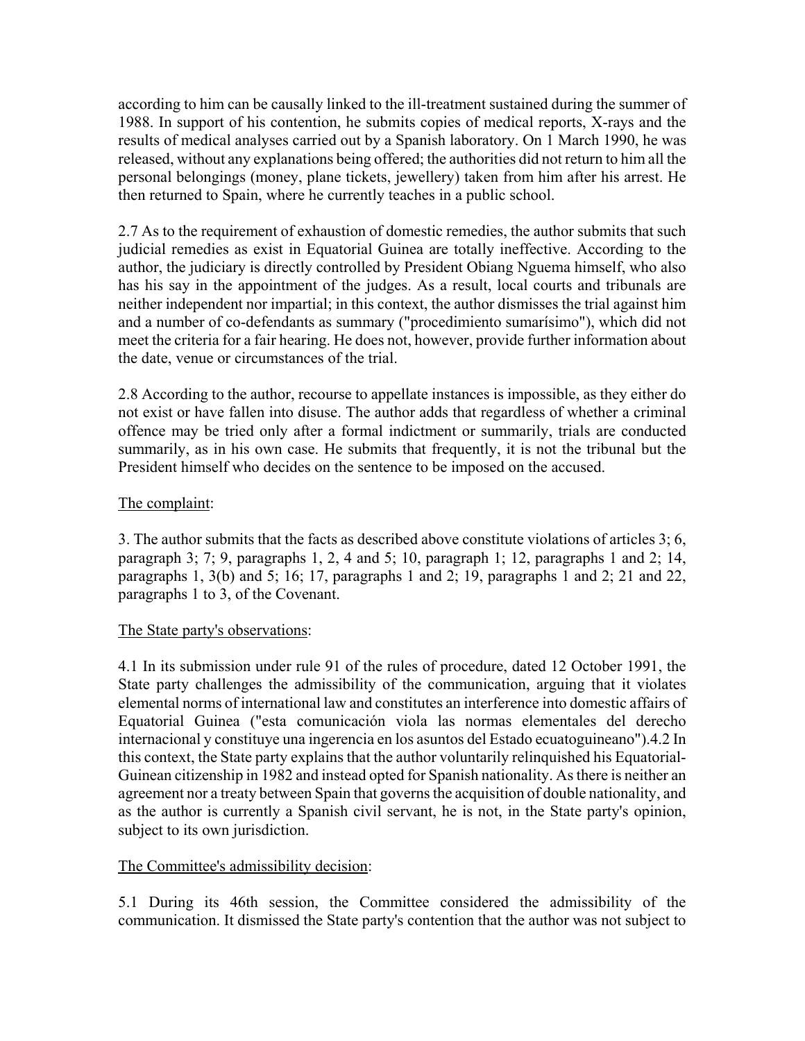according to him can be causally linked to the ill-treatment sustained during the summer of 1988. In support of his contention, he submits copies of medical reports, X-rays and the results of medical analyses carried out by a Spanish laboratory. On 1 March 1990, he was released, without any explanations being offered; the authorities did not return to him all the personal belongings (money, plane tickets, jewellery) taken from him after his arrest. He then returned to Spain, where he currently teaches in a public school.

2.7 As to the requirement of exhaustion of domestic remedies, the author submits that such judicial remedies as exist in Equatorial Guinea are totally ineffective. According to the author, the judiciary is directly controlled by President Obiang Nguema himself, who also has his say in the appointment of the judges. As a result, local courts and tribunals are neither independent nor impartial; in this context, the author dismisses the trial against him and a number of co-defendants as summary ("procedimiento sumarísimo"), which did not meet the criteria for a fair hearing. He does not, however, provide further information about the date, venue or circumstances of the trial.

2.8 According to the author, recourse to appellate instances is impossible, as they either do not exist or have fallen into disuse. The author adds that regardless of whether a criminal offence may be tried only after a formal indictment or summarily, trials are conducted summarily, as in his own case. He submits that frequently, it is not the tribunal but the President himself who decides on the sentence to be imposed on the accused.

The complaint:

3. The author submits that the facts as described above constitute violations of articles 3; 6, paragraph 3; 7; 9, paragraphs 1, 2, 4 and 5; 10, paragraph 1; 12, paragraphs 1 and 2; 14, paragraphs 1, 3(b) and 5; 16; 17, paragraphs 1 and 2; 19, paragraphs 1 and 2; 21 and 22, paragraphs 1 to 3, of the Covenant.

The State party's observations:

4.1 In its submission under rule 91 of the rules of procedure, dated 12 October 1991, the State party challenges the admissibility of the communication, arguing that it violates elemental norms of international law and constitutes an interference into domestic affairs of Equatorial Guinea ("esta comunicación viola las normas elementales del derecho internacional y constituye una ingerencia en los asuntos del Estado ecuatoguineano").4.2 In this context, the State party explains that the author voluntarily relinquished his Equatorial-Guinean citizenship in 1982 and instead opted for Spanish nationality. As there is neither an agreement nor a treaty between Spain that governs the acquisition of double nationality, and as the author is currently a Spanish civil servant, he is not, in the State party's opinion, subject to its own jurisdiction.

The Committee's admissibility decision:

5.1 During its 46th session, the Committee considered the admissibility of the communication. It dismissed the State party's contention that the author was not subject to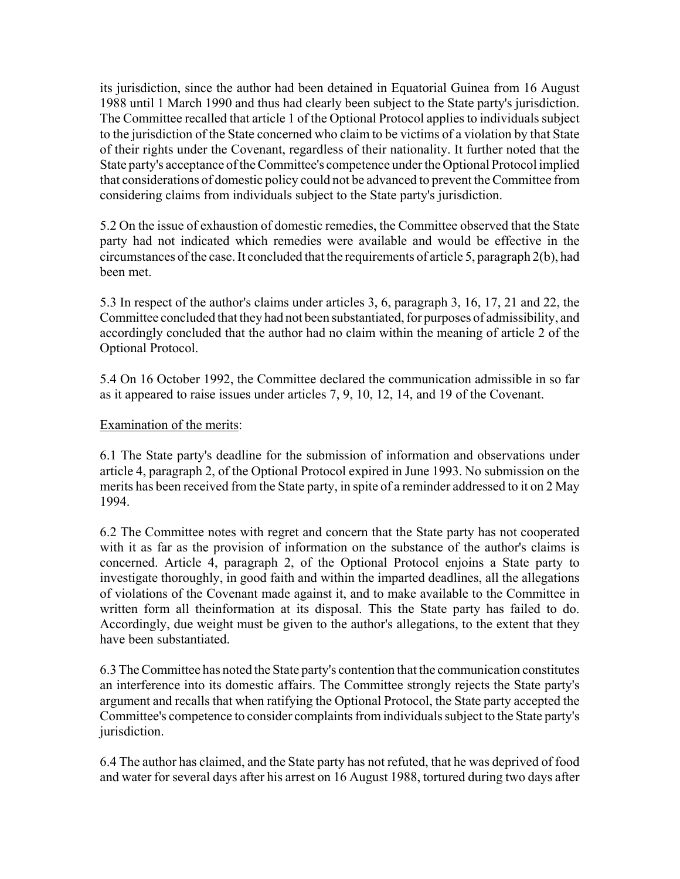its jurisdiction, since the author had been detained in Equatorial Guinea from 16 August 1988 until 1 March 1990 and thus had clearly been subject to the State party's jurisdiction. The Committee recalled that article 1 of the Optional Protocol applies to individuals subject to the jurisdiction of the State concerned who claim to be victims of a violation by that State of their rights under the Covenant, regardless of their nationality. It further noted that the State party's acceptance of the Committee's competence under the Optional Protocol implied that considerations of domestic policy could not be advanced to prevent the Committee from considering claims from individuals subject to the State party's jurisdiction.

5.2 On the issue of exhaustion of domestic remedies, the Committee observed that the State party had not indicated which remedies were available and would be effective in the circumstances of the case. It concluded that the requirements of article 5, paragraph 2(b), had been met.

5.3 In respect of the author's claims under articles 3, 6, paragraph 3, 16, 17, 21 and 22, the Committee concluded that they had not been substantiated, for purposes of admissibility, and accordingly concluded that the author had no claim within the meaning of article 2 of the Optional Protocol.

5.4 On 16 October 1992, the Committee declared the communication admissible in so far as it appeared to raise issues under articles 7, 9, 10, 12, 14, and 19 of the Covenant.

Examination of the merits:

6.1 The State party's deadline for the submission of information and observations under article 4, paragraph 2, of the Optional Protocol expired in June 1993. No submission on the merits has been received from the State party, in spite of a reminder addressed to it on 2 May 1994.

6.2 The Committee notes with regret and concern that the State party has not cooperated with it as far as the provision of information on the substance of the author's claims is concerned. Article 4, paragraph 2, of the Optional Protocol enjoins a State party to investigate thoroughly, in good faith and within the imparted deadlines, all the allegations of violations of the Covenant made against it, and to make available to the Committee in written form all theinformation at its disposal. This the State party has failed to do. Accordingly, due weight must be given to the author's allegations, to the extent that they have been substantiated.

6.3 The Committee has noted the State party's contention that the communication constitutes an interference into its domestic affairs. The Committee strongly rejects the State party's argument and recalls that when ratifying the Optional Protocol, the State party accepted the Committee's competence to consider complaints from individuals subject to the State party's jurisdiction.

6.4 The author has claimed, and the State party has not refuted, that he was deprived of food and water for several days after his arrest on 16 August 1988, tortured during two days after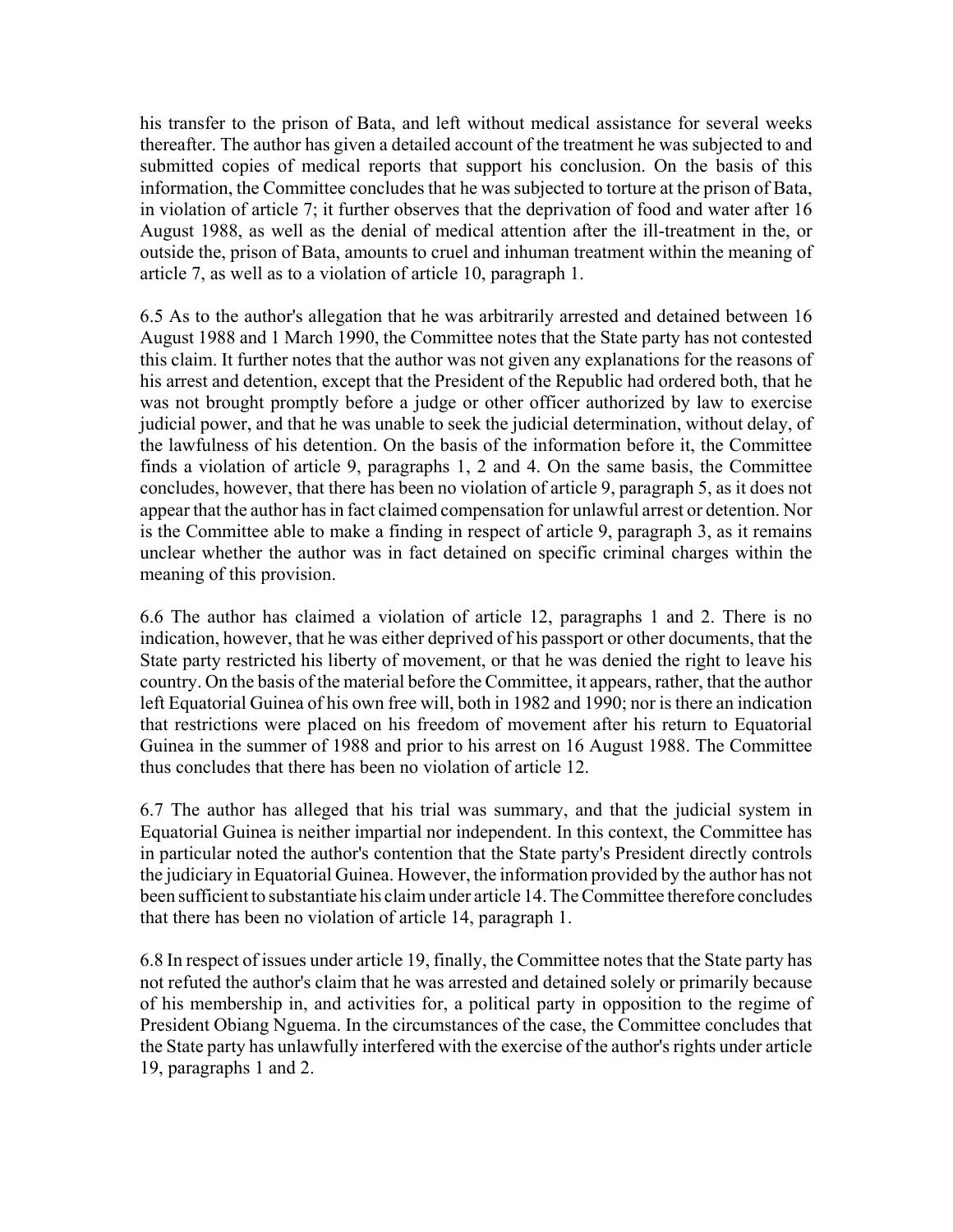his transfer to the prison of Bata, and left without medical assistance for several weeks thereafter. The author has given a detailed account of the treatment he was subjected to and submitted copies of medical reports that support his conclusion. On the basis of this information, the Committee concludes that he was subjected to torture at the prison of Bata, in violation of article 7; it further observes that the deprivation of food and water after 16 August 1988, as well as the denial of medical attention after the ill-treatment in the, or outside the, prison of Bata, amounts to cruel and inhuman treatment within the meaning of article 7, as well as to a violation of article 10, paragraph 1.

6.5 As to the author's allegation that he was arbitrarily arrested and detained between 16 August 1988 and 1 March 1990, the Committee notes that the State party has not contested this claim. It further notes that the author was not given any explanations for the reasons of his arrest and detention, except that the President of the Republic had ordered both, that he was not brought promptly before a judge or other officer authorized by law to exercise judicial power, and that he was unable to seek the judicial determination, without delay, of the lawfulness of his detention. On the basis of the information before it, the Committee finds a violation of article 9, paragraphs 1, 2 and 4. On the same basis, the Committee concludes, however, that there has been no violation of article 9, paragraph 5, as it does not appear that the author has in fact claimed compensation for unlawful arrest or detention. Nor is the Committee able to make a finding in respect of article 9, paragraph 3, as it remains unclear whether the author was in fact detained on specific criminal charges within the meaning of this provision.

6.6 The author has claimed a violation of article 12, paragraphs 1 and 2. There is no indication, however, that he was either deprived of his passport or other documents, that the State party restricted his liberty of movement, or that he was denied the right to leave his country. On the basis of the material before the Committee, it appears, rather, that the author left Equatorial Guinea of his own free will, both in 1982 and 1990; nor is there an indication that restrictions were placed on his freedom of movement after his return to Equatorial Guinea in the summer of 1988 and prior to his arrest on 16 August 1988. The Committee thus concludes that there has been no violation of article 12.

6.7 The author has alleged that his trial was summary, and that the judicial system in Equatorial Guinea is neither impartial nor independent. In this context, the Committee has in particular noted the author's contention that the State party's President directly controls the judiciary in Equatorial Guinea. However, the information provided by the author has not been sufficient to substantiate his claim under article 14. The Committee therefore concludes that there has been no violation of article 14, paragraph 1.

6.8 In respect of issues under article 19, finally, the Committee notes that the State party has not refuted the author's claim that he was arrested and detained solely or primarily because of his membership in, and activities for, a political party in opposition to the regime of President Obiang Nguema. In the circumstances of the case, the Committee concludes that the State party has unlawfully interfered with the exercise of the author's rights under article 19, paragraphs 1 and 2.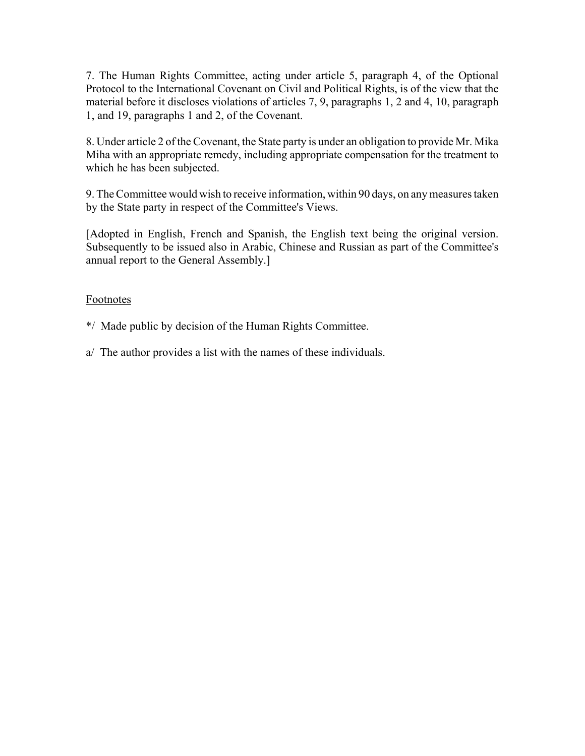7. The Human Rights Committee, acting under article 5, paragraph 4, of the Optional Protocol to the International Covenant on Civil and Political Rights, is of the view that the material before it discloses violations of articles 7, 9, paragraphs 1, 2 and 4, 10, paragraph 1, and 19, paragraphs 1 and 2, of the Covenant.

8. Under article 2 of the Covenant, the State party is under an obligation to provide Mr. Mika Miha with an appropriate remedy, including appropriate compensation for the treatment to which he has been subjected.

9. The Committee would wish to receive information, within 90 days, on any measures taken by the State party in respect of the Committee's Views.

[Adopted in English, French and Spanish, the English text being the original version. Subsequently to be issued also in Arabic, Chinese and Russian as part of the Committee's annual report to the General Assembly.]

Footnotes

*/ Made public by decision of the Human Rights Committee.

a/ The author provides a list with the names of these individuals.